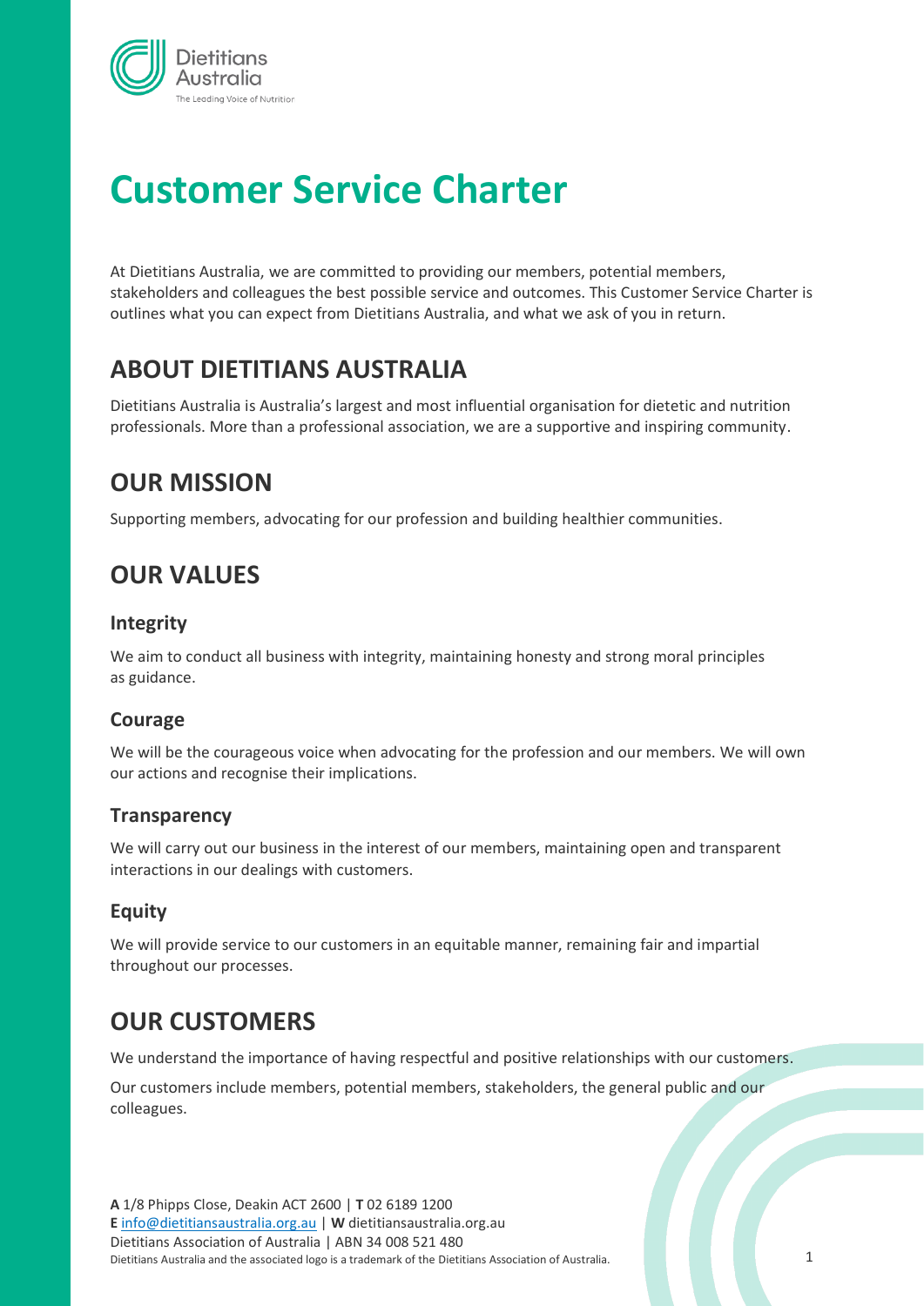# Customer Service Charter

At Dietitians Australia, we are committed to providing our members, potential members, stakeholders and colleagues the best possible service and outcomes. This Customer Service Charter is outlines what you can expect from Dietitians Australia, and what we ask of you in return.

## ABOUT DIETITIANS AUSTRALIA

Dietitians Australia is Australia's largest and most influential organisation for dietetic and nutrition professionals. More than a professional association, we are a supportive and inspiring community.

## OUR MISSION

Supporting members, advocating for our profession and building healthier communities.

## OUR VALUES

### Integrity

We aim to conduct all business with integrity, maintaining honesty and strong moral principles as guidance.

### Courage

We will be the courageous voice when advocating for the profession and our members. We will own our actions and recognise their implications.

### Transparency

We will carry out our business in the interest of our members, maintaining open and transparent interactions in our dealings with customers.

### Equity

We will provide service to our customers in an equitable manner, remaining fair and impartial throughout our processes.

## OUR CUSTOMERS

We understand the importance of having respectful and positive relationships with our customers.

Our customers include members, potential members, stakeholders, the general public and our colleagues.

**A** 1/8 Phipps Close, Deakin ACT 2600 | **T** 02 6189 1200
**E** info@dietitiansaustralia.org.au | **W** dietitiansaustralia.org.au
Dietitians Association of Australia | ABN 34 008 521 480
Dietitians Australia and the associated logo is a trademark of the Dietitians Association of Australia.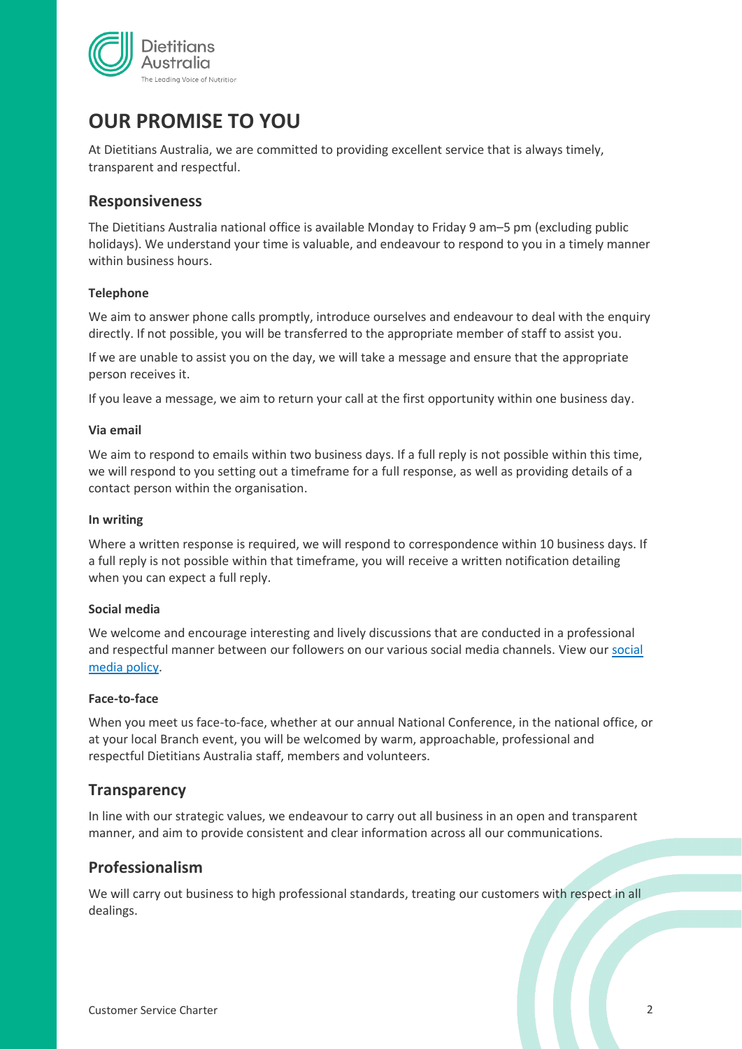# OUR PROMISE TO YOU

At Dietitians Australia, we are committed to providing excellent service that is always timely, transparent and respectful.

## Responsiveness

The Dietitians Australia national office is available Monday to Friday 9 am–5 pm (excluding public holidays). We understand your time is valuable, and endeavour to respond to you in a timely manner within business hours.

### Telephone

We aim to answer phone calls promptly, introduce ourselves and endeavour to deal with the enquiry directly. If not possible, you will be transferred to the appropriate member of staff to assist you.

If we are unable to assist you on the day, we will take a message and ensure that the appropriate person receives it.

If you leave a message, we aim to return your call at the first opportunity within one business day.

### Via email

We aim to respond to emails within two business days. If a full reply is not possible within this time, we will respond to you setting out a timeframe for a full response, as well as providing details of a contact person within the organisation.

### In writing

Where a written response is required, we will respond to correspondence within 10 business days. If a full reply is not possible within that timeframe, you will receive a written notification detailing when you can expect a full reply.

### Social media

We welcome and encourage interesting and lively discussions that are conducted in a professional and respectful manner between our followers on our various social media channels. View our social media policy.

### Face-to-face

When you meet us face-to-face, whether at our annual National Conference, in the national office, or at your local Branch event, you will be welcomed by warm, approachable, professional and respectful Dietitians Australia staff, members and volunteers.

## Transparency

In line with our strategic values, we endeavour to carry out all business in an open and transparent manner, and aim to provide consistent and clear information across all our communications.

## Professionalism

We will carry out business to high professional standards, treating our customers with respect in all dealings.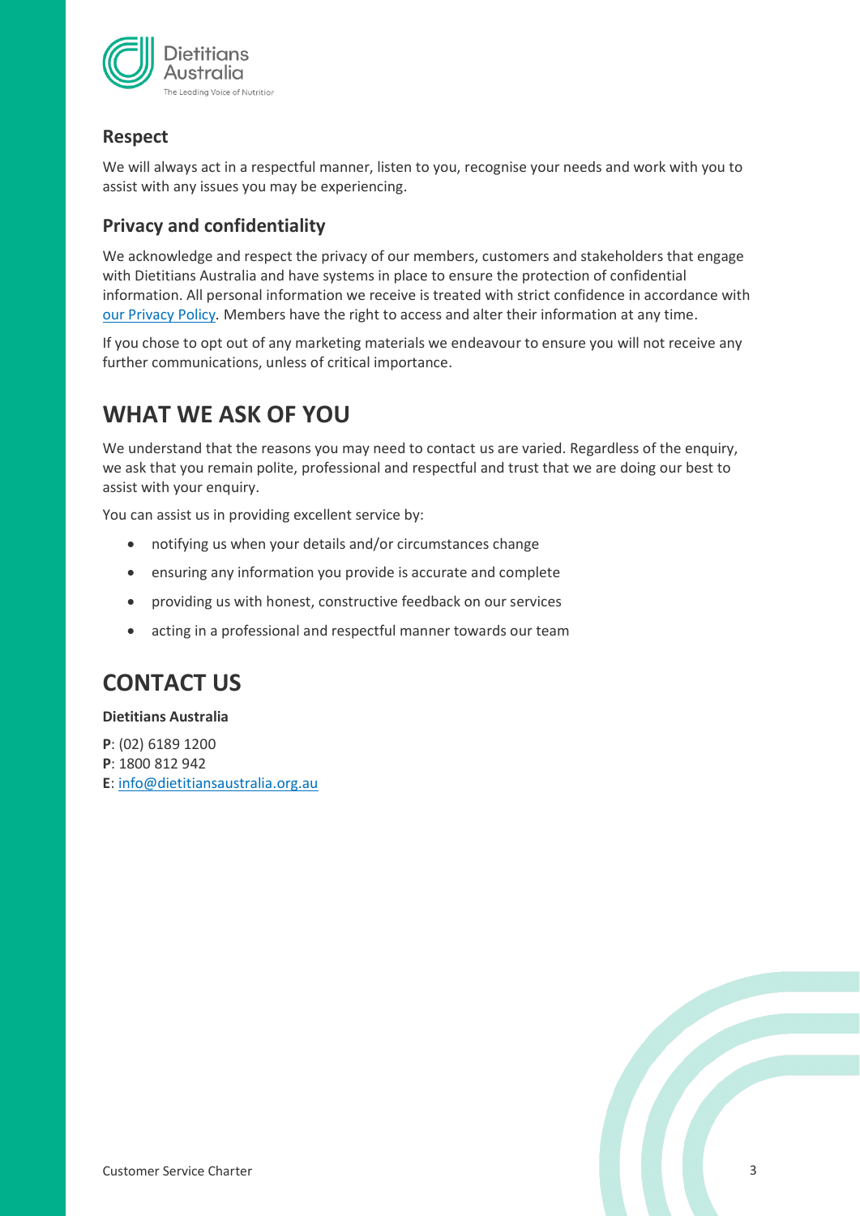### Respect

We will always act in a respectful manner, listen to you, recognise your needs and work with you to assist with any issues you may be experiencing.

### Privacy and confidentiality

We acknowledge and respect the privacy of our members, customers and stakeholders that engage with Dietitians Australia and have systems in place to ensure the protection of confidential information. All personal information we receive is treated with strict confidence in accordance with our Privacy Policy. Members have the right to access and alter their information at any time.

If you chose to opt out of any marketing materials we endeavour to ensure you will not receive any further communications, unless of critical importance.

## WHAT WE ASK OF YOU

We understand that the reasons you may need to contact us are varied. Regardless of the enquiry, we ask that you remain polite, professional and respectful and trust that we are doing our best to assist with your enquiry.

You can assist us in providing excellent service by:

- notifying us when your details and/or circumstances change
- ensuring any information you provide is accurate and complete
- providing us with honest, constructive feedback on our services
- acting in a professional and respectful manner towards our team

## CONTACT US

**Dietitians Australia**

**P**: (02) 6189 1200
**P**: 1800 812 942
**E**: info@dietitiansaustralia.org.au